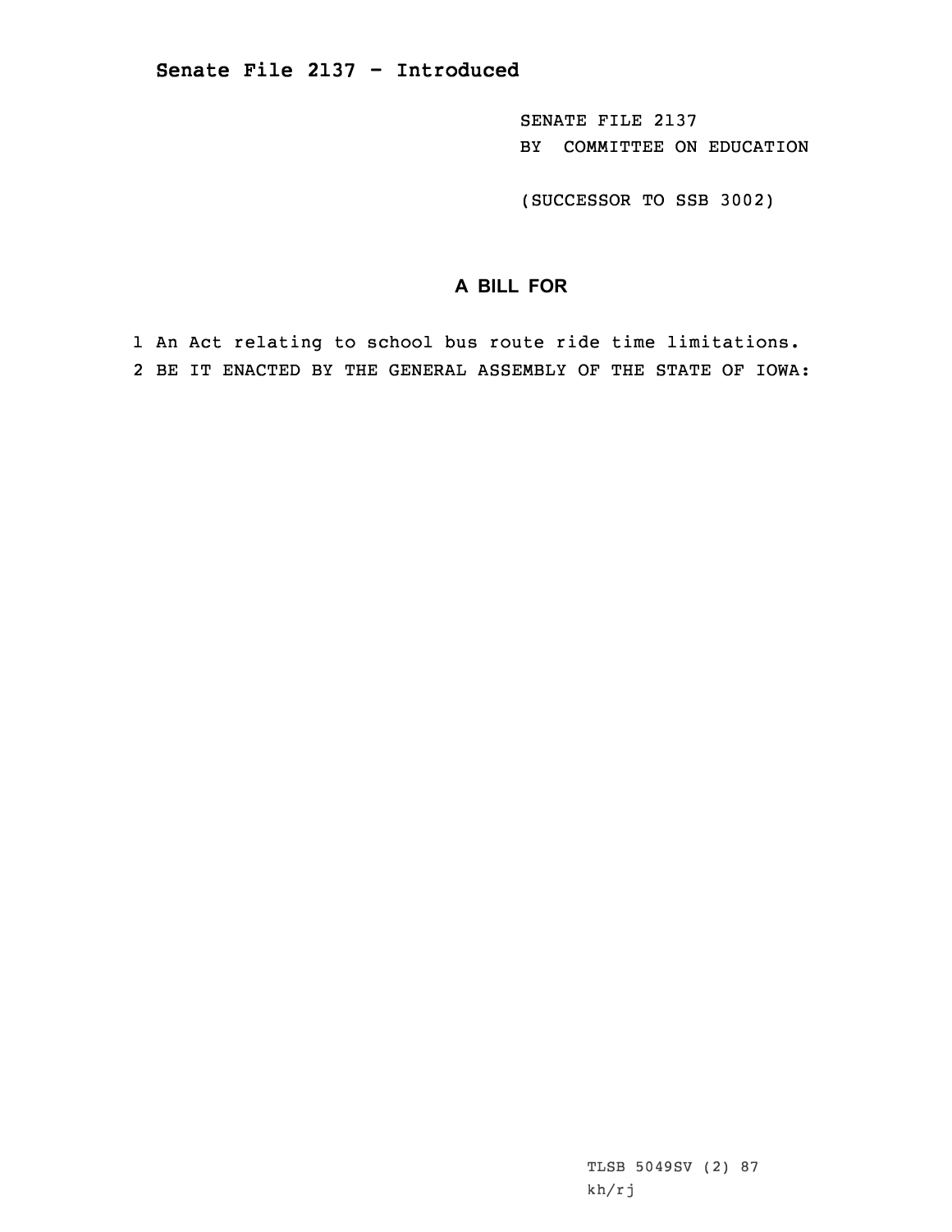**Senate File 2137 - Introduced**

SENATE FILE 2137
BY COMMITTEE ON EDUCATION

(SUCCESSOR TO SSB 3002)

## A BILL FOR

1 An Act relating to school bus route ride time limitations.
2 BE IT ENACTED BY THE GENERAL ASSEMBLY OF THE STATE OF IOWA:

TLSB 5049SV (2) 87
kh/rj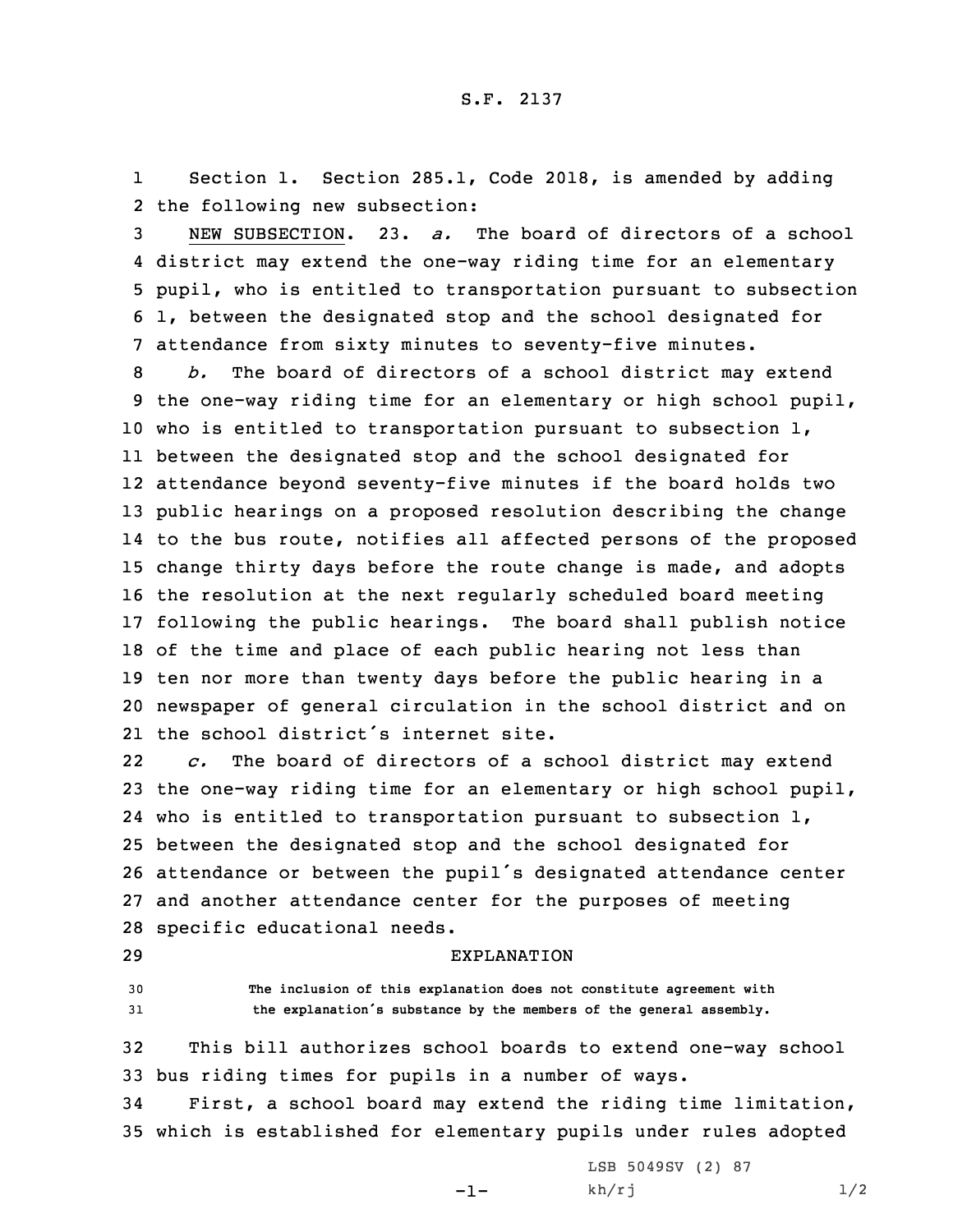S.F. 2137

Section 1. Section 285.1, Code 2018, is amended by adding the following new subsection:

NEW SUBSECTION. 23. *a.* The board of directors of a school district may extend the one-way riding time for an elementary pupil, who is entitled to transportation pursuant to subsection 1, between the designated stop and the school designated for attendance from sixty minutes to seventy-five minutes.

*b.* The board of directors of a school district may extend the one-way riding time for an elementary or high school pupil, who is entitled to transportation pursuant to subsection 1, between the designated stop and the school designated for attendance beyond seventy-five minutes if the board holds two public hearings on a proposed resolution describing the change to the bus route, notifies all affected persons of the proposed change thirty days before the route change is made, and adopts the resolution at the next regularly scheduled board meeting following the public hearings. The board shall publish notice of the time and place of each public hearing not less than ten nor more than twenty days before the public hearing in a newspaper of general circulation in the school district and on the school district's internet site.

*c.* The board of directors of a school district may extend the one-way riding time for an elementary or high school pupil, who is entitled to transportation pursuant to subsection 1, between the designated stop and the school designated for attendance or between the pupil's designated attendance center and another attendance center for the purposes of meeting specific educational needs.

EXPLANATION

**The inclusion of this explanation does not constitute agreement with the explanation's substance by the members of the general assembly.**

This bill authorizes school boards to extend one-way school bus riding times for pupils in a number of ways.

First, a school board may extend the riding time limitation, which is established for elementary pupils under rules adopted

LSB 5049SV (2) 87
kh/rj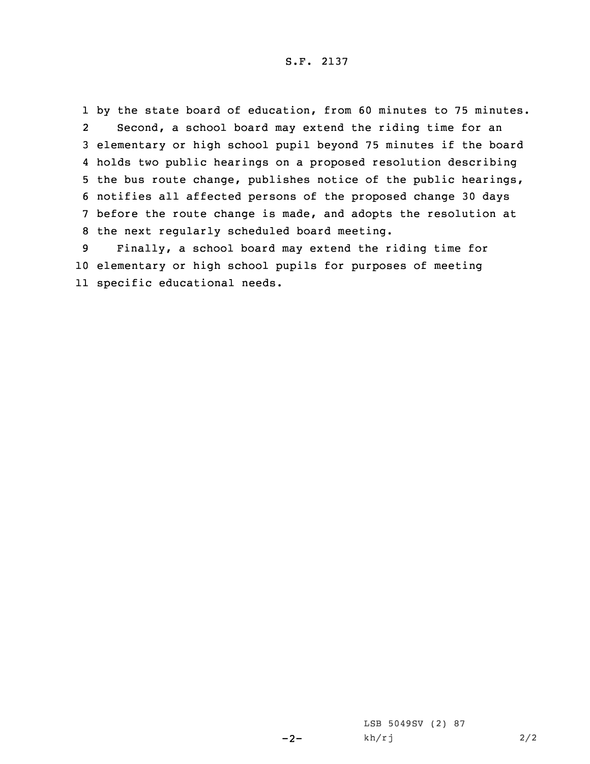by the state board of education, from 60 minutes to 75 minutes.

Second, a school board may extend the riding time for an elementary or high school pupil beyond 75 minutes if the board holds two public hearings on a proposed resolution describing the bus route change, publishes notice of the public hearings, notifies all affected persons of the proposed change 30 days before the route change is made, and adopts the resolution at the next regularly scheduled board meeting.

Finally, a school board may extend the riding time for elementary or high school pupils for purposes of meeting specific educational needs.

LSB 5049SV (2) 87
kh/rj